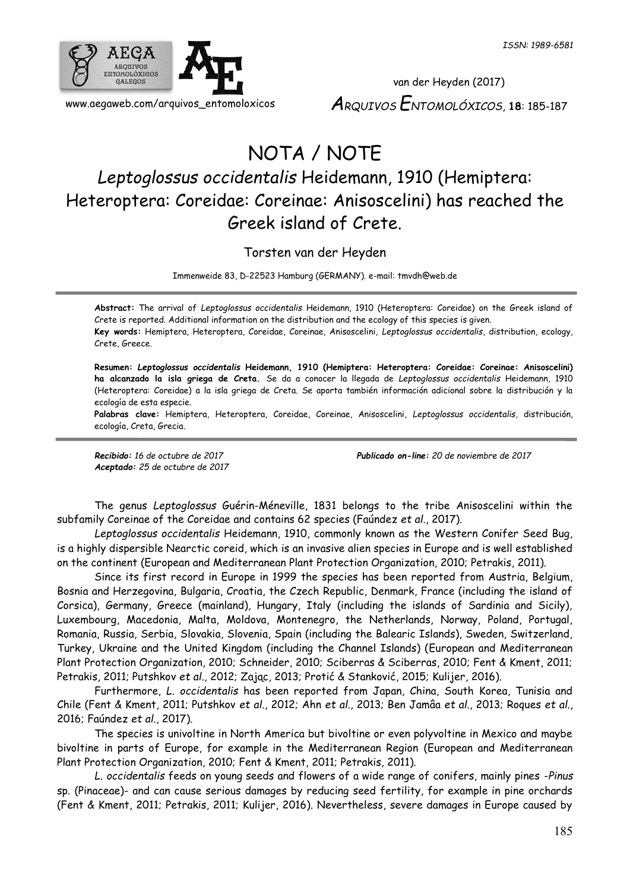# NOTA / NOTE

## *Leptoglossus occidentalis* Heidemann, 1910 (Hemiptera: Heteroptera: Coreidae: Coreinae: Anisoscelini) has reached the Greek island of Crete.

Torsten van der Heyden

Immenweide 83, D-22523 Hamburg (GERMANY). e-mail: tmvdh@web.de

---

**Abstract:** The arrival of *Leptoglossus occidentalis* Heidemann, 1910 (Heteroptera: Coreidae) on the Greek island of Crete is reported. Additional information on the distribution and the ecology of this species is given.
**Key words:** Hemiptera, Heteroptera, Coreidae, Coreinae, Anisoscelini, *Leptoglossus occidentalis*, distribution, ecology, Crete, Greece.

**Resumen: *Leptoglossus occidentalis* Heidemann, 1910 (Hemiptera: Heteroptera: Coreidae: Coreinae: Anisoscelini) ha alcanzado la isla griega de Creta.** Se da a conocer la llegada de *Leptoglossus occidentalis* Heidemann, 1910 (Heteroptera: Coreidae) a la isla griega de Creta. Se aporta también información adicional sobre la distribución y la ecología de esta especie.
**Palabras clave:** Hemiptera, Heteroptera, Coreidae, Coreinae, Anisoscelini, *Leptoglossus occidentalis*, distribución, ecología, Creta, Grecia.

---

***Recibido:*** *16 de octubre de 2017*
***Aceptado:*** *25 de octubre de 2017*
***Publicado on-line:*** *20 de noviembre de 2017*

The genus *Leptoglossus* Guérin-Méneville, 1831 belongs to the tribe Anisoscelini within the subfamily Coreinae of the Coreidae and contains 62 species (Faúndez *et al.*, 2017).

*Leptoglossus occidentalis* Heidemann, 1910, commonly known as the Western Conifer Seed Bug, is a highly dispersible Nearctic coreid, which is an invasive alien species in Europe and is well established on the continent (European and Mediterranean Plant Protection Organization, 2010; Petrakis, 2011).

Since its first record in Europe in 1999 the species has been reported from Austria, Belgium, Bosnia and Herzegovina, Bulgaria, Croatia, the Czech Republic, Denmark, France (including the island of Corsica), Germany, Greece (mainland), Hungary, Italy (including the islands of Sardinia and Sicily), Luxembourg, Macedonia, Malta, Moldova, Montenegro, the Netherlands, Norway, Poland, Portugal, Romania, Russia, Serbia, Slovakia, Slovenia, Spain (including the Balearic Islands), Sweden, Switzerland, Turkey, Ukraine and the United Kingdom (including the Channel Islands) (European and Mediterranean Plant Protection Organization, 2010; Schneider, 2010; Sciberras & Sciberras, 2010; Fent & Kment, 2011; Petrakis, 2011; Putshkov *et al.*, 2012; Zając, 2013; Protić & Stanković, 2015; Kulijer, 2016).

Furthermore, *L. occidentalis* has been reported from Japan, China, South Korea, Tunisia and Chile (Fent & Kment, 2011; Putshkov *et al.*, 2012; Ahn *et al.*, 2013; Ben Jamâa *et al.*, 2013; Roques *et al.*, 2016; Faúndez *et al.*, 2017).

The species is univoltine in North America but bivoltine or even polyvoltine in Mexico and maybe bivoltine in parts of Europe, for example in the Mediterranean Region (European and Mediterranean Plant Protection Organization, 2010; Fent & Kment, 2011; Petrakis, 2011).

*L. occidentalis* feeds on young seeds and flowers of a wide range of conifers, mainly pines -*Pinus* sp. (Pinaceae)- and can cause serious damages by reducing seed fertility, for example in pine orchards (Fent & Kment, 2011; Petrakis, 2011; Kulijer, 2016). Nevertheless, severe damages in Europe caused by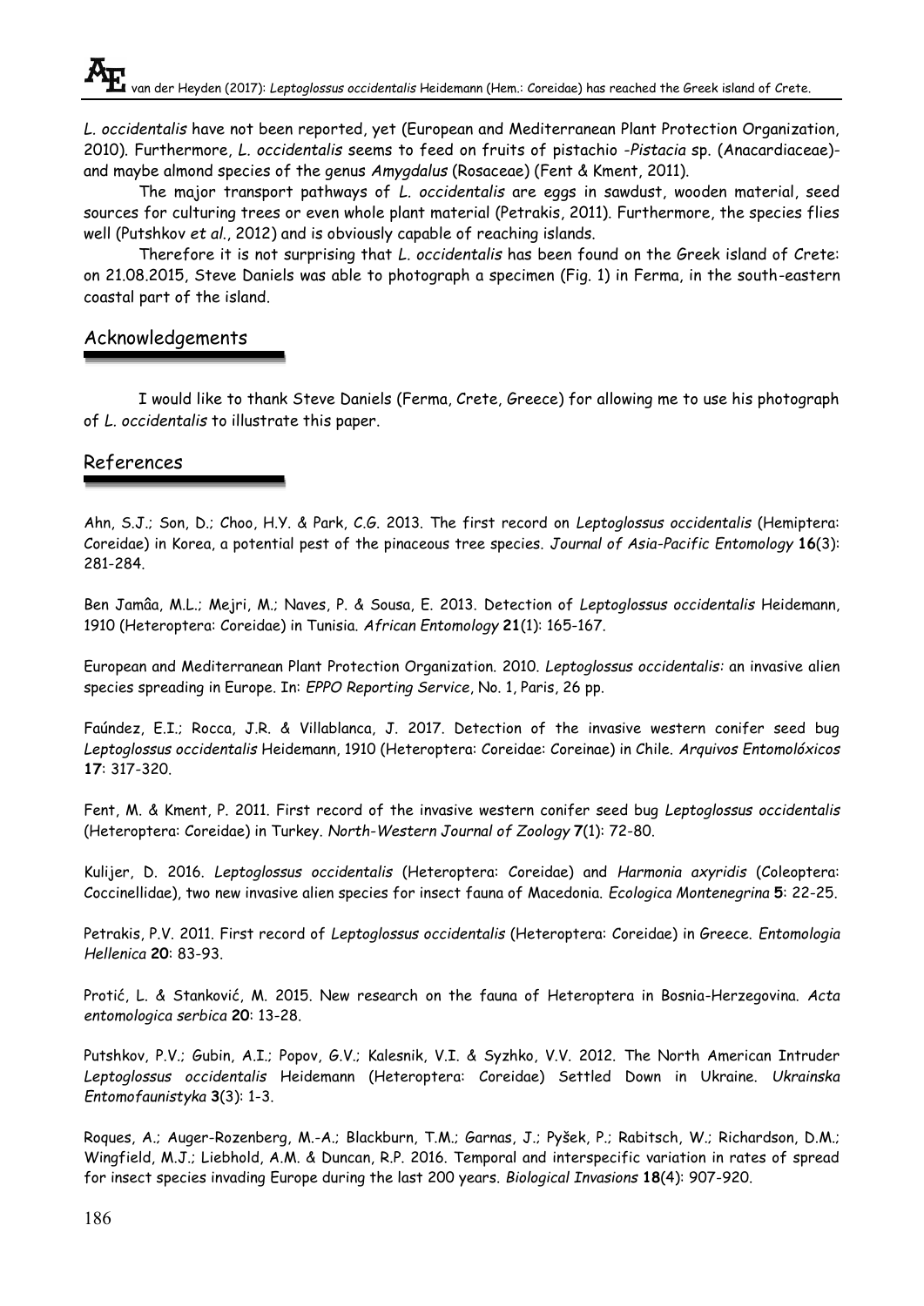*L. occidentalis* have not been reported, yet (European and Mediterranean Plant Protection Organization, 2010). Furthermore, *L. occidentalis* seems to feed on fruits of pistachio -*Pistacia* sp. (Anacardiaceae)- and maybe almond species of the genus *Amygdalus* (Rosaceae) (Fent & Kment, 2011).

The major transport pathways of *L. occidentalis* are eggs in sawdust, wooden material, seed sources for culturing trees or even whole plant material (Petrakis, 2011). Furthermore, the species flies well (Putshkov *et al.*, 2012) and is obviously capable of reaching islands.

Therefore it is not surprising that *L. occidentalis* has been found on the Greek island of Crete: on 21.08.2015, Steve Daniels was able to photograph a specimen (Fig. 1) in Ferma, in the south-eastern coastal part of the island.

## Acknowledgements

I would like to thank Steve Daniels (Ferma, Crete, Greece) for allowing me to use his photograph of *L. occidentalis* to illustrate this paper.

## References

Ahn, S.J.; Son, D.; Choo, H.Y. & Park, C.G. 2013. The first record on *Leptoglossus occidentalis* (Hemiptera: Coreidae) in Korea, a potential pest of the pinaceous tree species. *Journal of Asia-Pacific Entomology* **16**(3): 281-284.

Ben Jamâa, M.L.; Mejri, M.; Naves, P. & Sousa, E. 2013. Detection of *Leptoglossus occidentalis* Heidemann, 1910 (Heteroptera: Coreidae) in Tunisia. *African Entomology* **21**(1): 165-167.

European and Mediterranean Plant Protection Organization. 2010. *Leptoglossus occidentalis:* an invasive alien species spreading in Europe. In: *EPPO Reporting Service*, No. 1, Paris, 26 pp.

Faúndez, E.I.; Rocca, J.R. & Villablanca, J. 2017. Detection of the invasive western conifer seed bug *Leptoglossus occidentalis* Heidemann, 1910 (Heteroptera: Coreidae: Coreinae) in Chile. *Arquivos Entomolóxicos* **17**: 317-320.

Fent, M. & Kment, P. 2011. First record of the invasive western conifer seed bug *Leptoglossus occidentalis* (Heteroptera: Coreidae) in Turkey. *North-Western Journal of Zoology* **7**(1): 72-80.

Kulijer, D. 2016. *Leptoglossus occidentalis* (Heteroptera: Coreidae) and *Harmonia axyridis* (Coleoptera: Coccinellidae), two new invasive alien species for insect fauna of Macedonia. *Ecologica Montenegrina* **5**: 22-25.

Petrakis, P.V. 2011. First record of *Leptoglossus occidentalis* (Heteroptera: Coreidae) in Greece. *Entomologia Hellenica* **20**: 83-93.

Protić, L. & Stanković, M. 2015. New research on the fauna of Heteroptera in Bosnia-Herzegovina. *Acta entomologica serbica* **20**: 13-28.

Putshkov, P.V.; Gubin, A.I.; Popov, G.V.; Kalesnik, V.I. & Syzhko, V.V. 2012. The North American Intruder *Leptoglossus occidentalis* Heidemann (Heteroptera: Coreidae) Settled Down in Ukraine. *Ukrainska Entomofaunistyka* **3**(3): 1-3.

Roques, A.; Auger-Rozenberg, M.-A.; Blackburn, T.M.; Garnas, J.; Pyšek, P.; Rabitsch, W.; Richardson, D.M.; Wingfield, M.J.; Liebhold, A.M. & Duncan, R.P. 2016. Temporal and interspecific variation in rates of spread for insect species invading Europe during the last 200 years. *Biological Invasions* **18**(4): 907-920.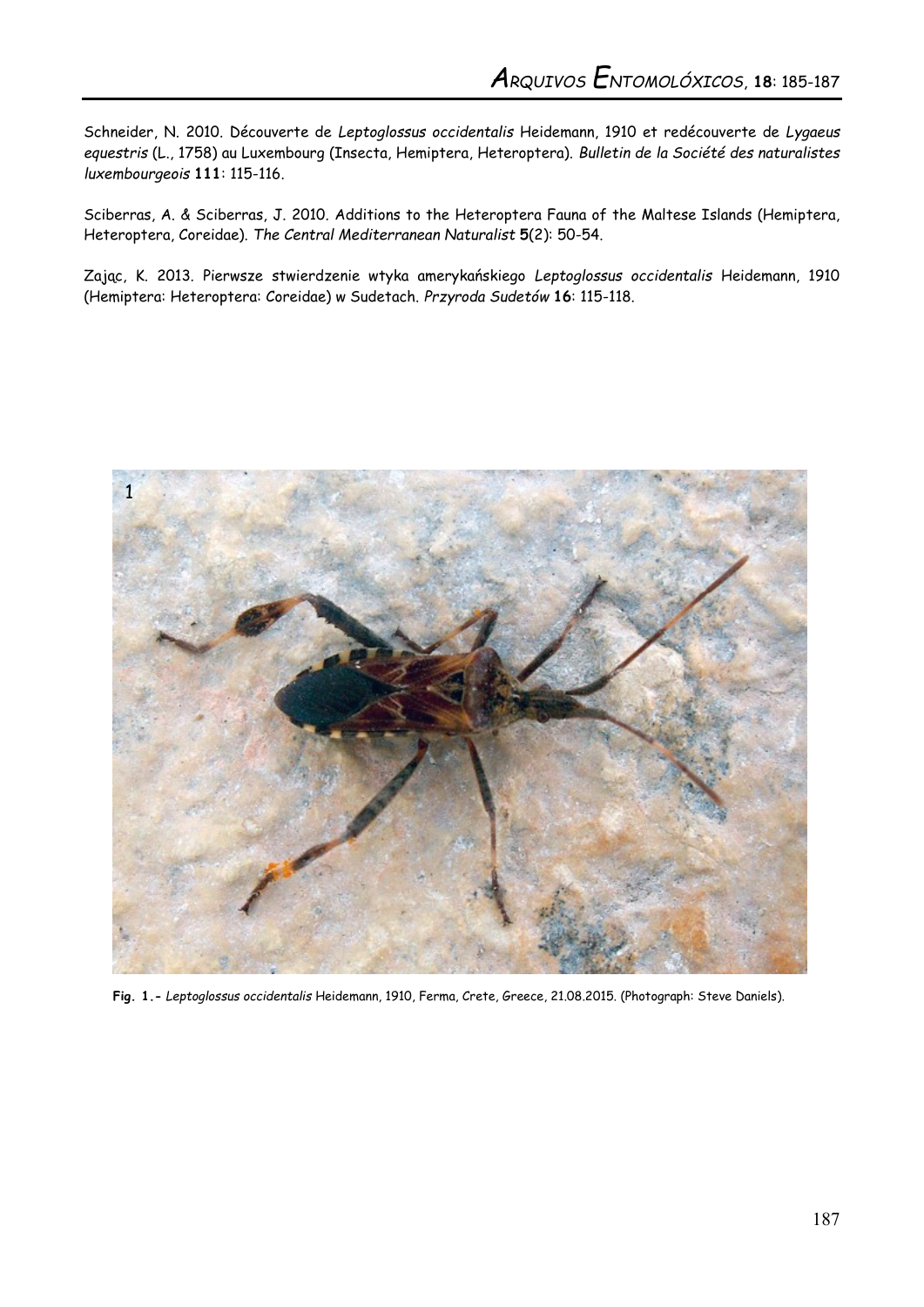Schneider, N. 2010. Découverte de *Leptoglossus occidentalis* Heidemann, 1910 et redécouverte de *Lygaeus equestris* (L., 1758) au Luxembourg (Insecta, Hemiptera, Heteroptera). *Bulletin de la Société des naturalistes luxembourgeois* **111**: 115-116.

Sciberras, A. & Sciberras, J. 2010. Additions to the Heteroptera Fauna of the Maltese Islands (Hemiptera, Heteroptera, Coreidae). *The Central Mediterranean Naturalist* **5**(2): 50-54.

Zając, K. 2013. Pierwsze stwierdzenie wtyka amerykańskiego *Leptoglossus occidentalis* Heidemann, 1910 (Hemiptera: Heteroptera: Coreidae) w Sudetach. *Przyroda Sudetów* **16**: 115-118.

**Fig. 1.-** *Leptoglossus occidentalis* Heidemann, 1910, Ferma, Crete, Greece, 21.08.2015. (Photograph: Steve Daniels).